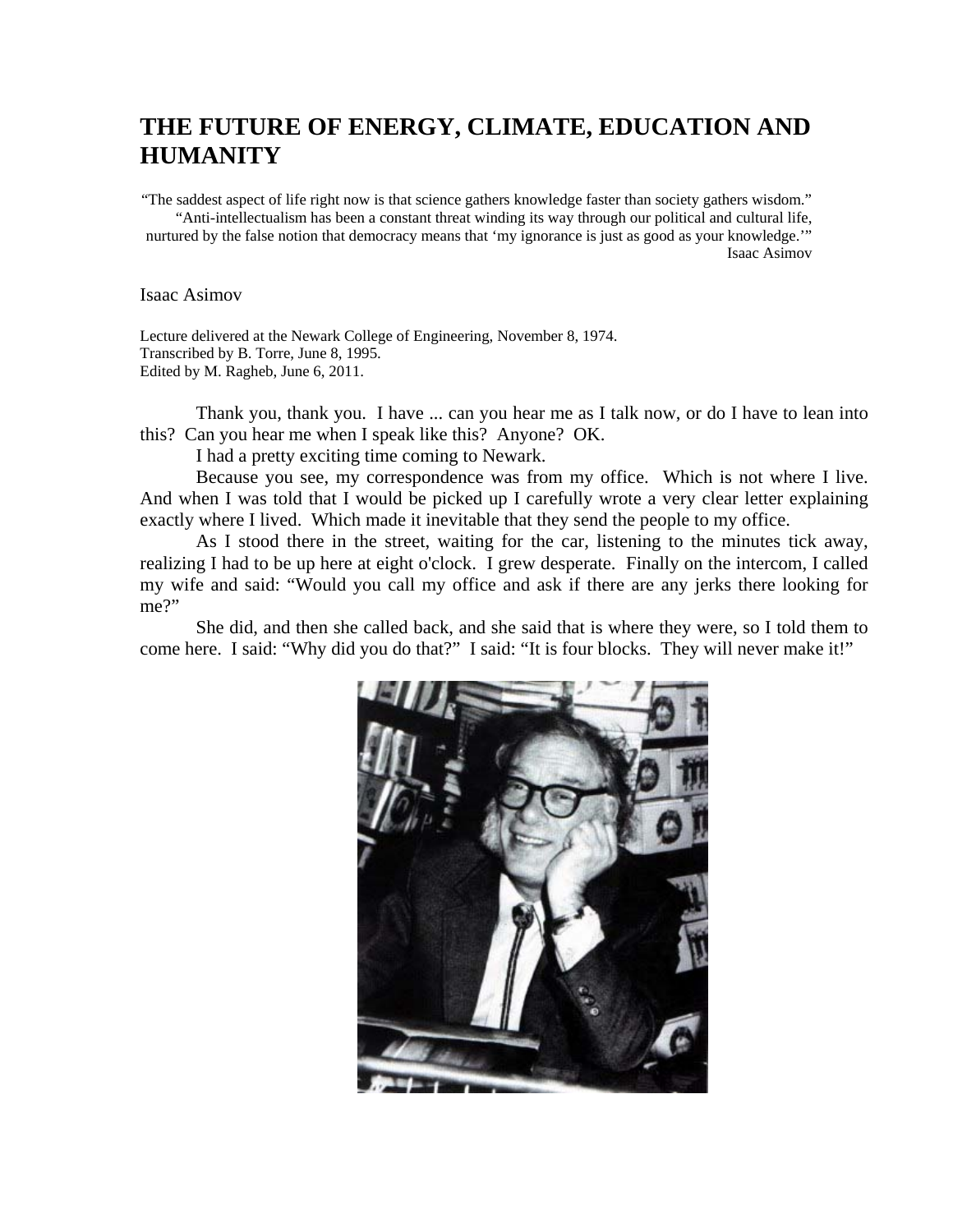# THE FUTURE OF ENERGY, CLIMATE, EDUCATION AND HUMANITY

"The saddest aspect of life right now is that science gathers knowledge faster than society gathers wisdom."
"Anti-intellectualism has been a constant threat winding its way through our political and cultural life, nurtured by the false notion that democracy means that 'my ignorance is just as good as your knowledge.'"
Isaac Asimov

Isaac Asimov

Lecture delivered at the Newark College of Engineering, November 8, 1974.
Transcribed by B. Torre, June 8, 1995.
Edited by M. Ragheb, June 6, 2011.

Thank you, thank you. I have ... can you hear me as I talk now, or do I have to lean into this? Can you hear me when I speak like this? Anyone? OK.

I had a pretty exciting time coming to Newark.

Because you see, my correspondence was from my office. Which is not where I live. And when I was told that I would be picked up I carefully wrote a very clear letter explaining exactly where I lived. Which made it inevitable that they send the people to my office.

As I stood there in the street, waiting for the car, listening to the minutes tick away, realizing I had to be up here at eight o'clock. I grew desperate. Finally on the intercom, I called my wife and said: "Would you call my office and ask if there are any jerks there looking for me?"

She did, and then she called back, and she said that is where they were, so I told them to come here. I said: "Why did you do that?" I said: "It is four blocks. They will never make it!"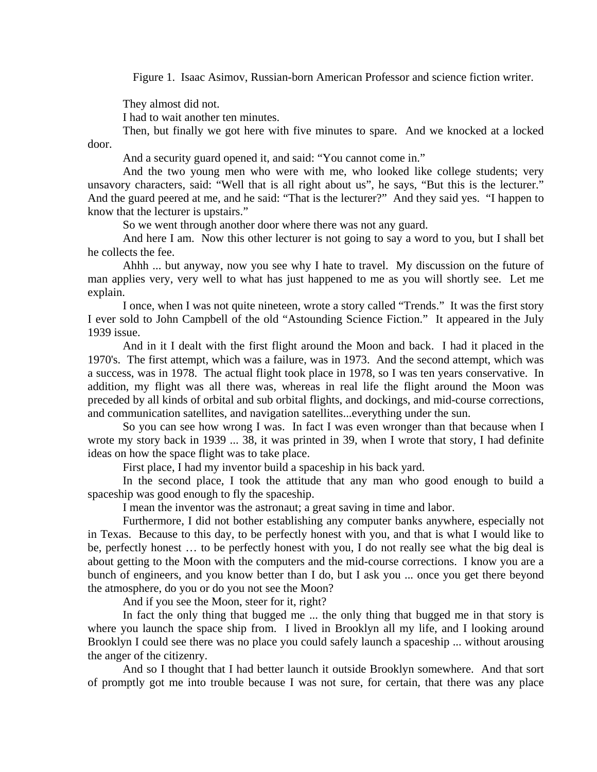Figure 1. Isaac Asimov, Russian-born American Professor and science fiction writer.

They almost did not.

I had to wait another ten minutes.

Then, but finally we got here with five minutes to spare. And we knocked at a locked door.

And a security guard opened it, and said: "You cannot come in."

And the two young men who were with me, who looked like college students; very unsavory characters, said: "Well that is all right about us", he says, "But this is the lecturer." And the guard peered at me, and he said: "That is the lecturer?" And they said yes. "I happen to know that the lecturer is upstairs."

So we went through another door where there was not any guard.

And here I am. Now this other lecturer is not going to say a word to you, but I shall bet he collects the fee.

Ahhh ... but anyway, now you see why I hate to travel. My discussion on the future of man applies very, very well to what has just happened to me as you will shortly see. Let me explain.

I once, when I was not quite nineteen, wrote a story called "Trends." It was the first story I ever sold to John Campbell of the old "Astounding Science Fiction." It appeared in the July 1939 issue.

And in it I dealt with the first flight around the Moon and back. I had it placed in the 1970's. The first attempt, which was a failure, was in 1973. And the second attempt, which was a success, was in 1978. The actual flight took place in 1978, so I was ten years conservative. In addition, my flight was all there was, whereas in real life the flight around the Moon was preceded by all kinds of orbital and sub orbital flights, and dockings, and mid-course corrections, and communication satellites, and navigation satellites...everything under the sun.

So you can see how wrong I was. In fact I was even wronger than that because when I wrote my story back in 1939 ... 38, it was printed in 39, when I wrote that story, I had definite ideas on how the space flight was to take place.

First place, I had my inventor build a spaceship in his back yard.

In the second place, I took the attitude that any man who good enough to build a spaceship was good enough to fly the spaceship.

I mean the inventor was the astronaut; a great saving in time and labor.

Furthermore, I did not bother establishing any computer banks anywhere, especially not in Texas. Because to this day, to be perfectly honest with you, and that is what I would like to be, perfectly honest … to be perfectly honest with you, I do not really see what the big deal is about getting to the Moon with the computers and the mid-course corrections. I know you are a bunch of engineers, and you know better than I do, but I ask you ... once you get there beyond the atmosphere, do you or do you not see the Moon?

And if you see the Moon, steer for it, right?

In fact the only thing that bugged me ... the only thing that bugged me in that story is where you launch the space ship from. I lived in Brooklyn all my life, and I looking around Brooklyn I could see there was no place you could safely launch a spaceship ... without arousing the anger of the citizenry.

And so I thought that I had better launch it outside Brooklyn somewhere. And that sort of promptly got me into trouble because I was not sure, for certain, that there was any place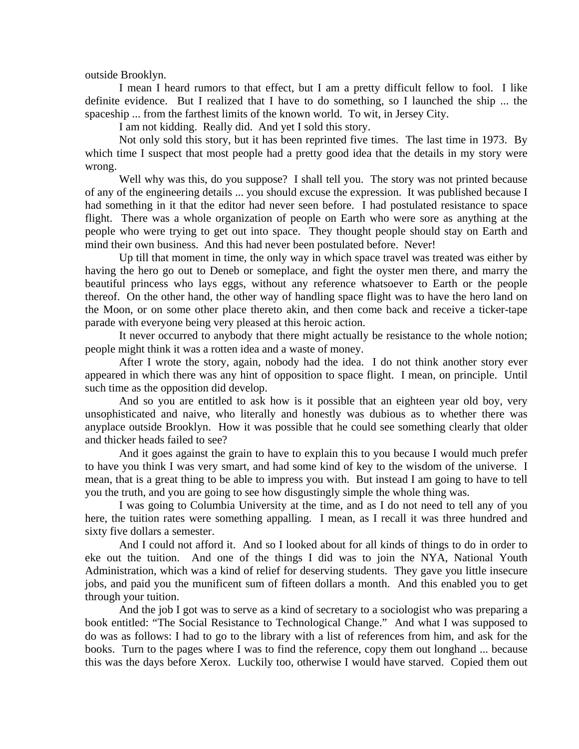outside Brooklyn.

I mean I heard rumors to that effect, but I am a pretty difficult fellow to fool. I like definite evidence. But I realized that I have to do something, so I launched the ship ... the spaceship ... from the farthest limits of the known world. To wit, in Jersey City.

I am not kidding. Really did. And yet I sold this story.

Not only sold this story, but it has been reprinted five times. The last time in 1973. By which time I suspect that most people had a pretty good idea that the details in my story were wrong.

Well why was this, do you suppose? I shall tell you. The story was not printed because of any of the engineering details ... you should excuse the expression. It was published because I had something in it that the editor had never seen before. I had postulated resistance to space flight. There was a whole organization of people on Earth who were sore as anything at the people who were trying to get out into space. They thought people should stay on Earth and mind their own business. And this had never been postulated before. Never!

Up till that moment in time, the only way in which space travel was treated was either by having the hero go out to Deneb or someplace, and fight the oyster men there, and marry the beautiful princess who lays eggs, without any reference whatsoever to Earth or the people thereof. On the other hand, the other way of handling space flight was to have the hero land on the Moon, or on some other place thereto akin, and then come back and receive a ticker-tape parade with everyone being very pleased at this heroic action.

It never occurred to anybody that there might actually be resistance to the whole notion; people might think it was a rotten idea and a waste of money.

After I wrote the story, again, nobody had the idea. I do not think another story ever appeared in which there was any hint of opposition to space flight. I mean, on principle. Until such time as the opposition did develop.

And so you are entitled to ask how is it possible that an eighteen year old boy, very unsophisticated and naive, who literally and honestly was dubious as to whether there was anyplace outside Brooklyn. How it was possible that he could see something clearly that older and thicker heads failed to see?

And it goes against the grain to have to explain this to you because I would much prefer to have you think I was very smart, and had some kind of key to the wisdom of the universe. I mean, that is a great thing to be able to impress you with. But instead I am going to have to tell you the truth, and you are going to see how disgustingly simple the whole thing was.

I was going to Columbia University at the time, and as I do not need to tell any of you here, the tuition rates were something appalling. I mean, as I recall it was three hundred and sixty five dollars a semester.

And I could not afford it. And so I looked about for all kinds of things to do in order to eke out the tuition. And one of the things I did was to join the NYA, National Youth Administration, which was a kind of relief for deserving students. They gave you little insecure jobs, and paid you the munificent sum of fifteen dollars a month. And this enabled you to get through your tuition.

And the job I got was to serve as a kind of secretary to a sociologist who was preparing a book entitled: "The Social Resistance to Technological Change." And what I was supposed to do was as follows: I had to go to the library with a list of references from him, and ask for the books. Turn to the pages where I was to find the reference, copy them out longhand ... because this was the days before Xerox. Luckily too, otherwise I would have starved. Copied them out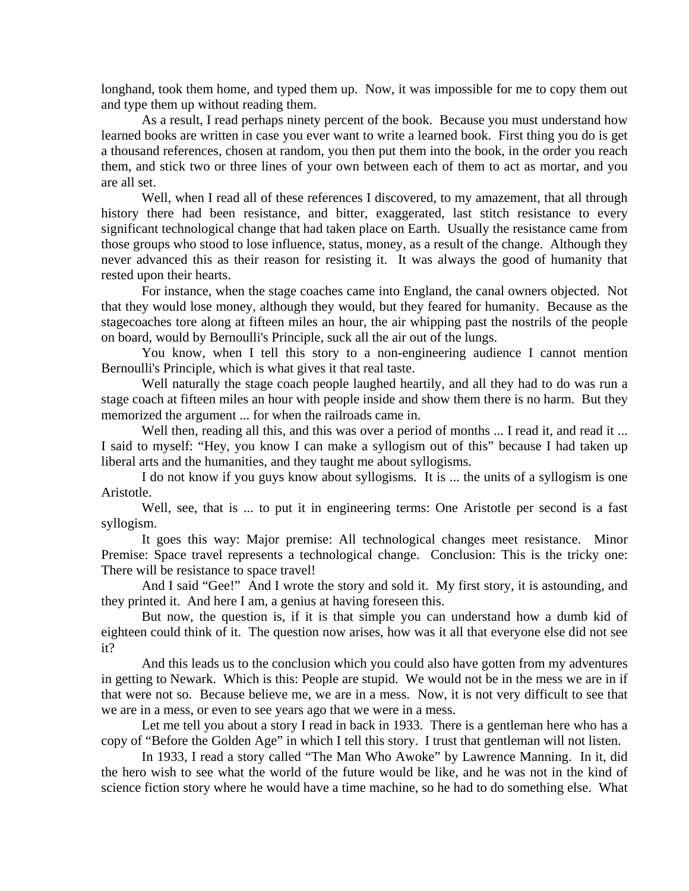longhand, took them home, and typed them up. Now, it was impossible for me to copy them out and type them up without reading them.

As a result, I read perhaps ninety percent of the book. Because you must understand how learned books are written in case you ever want to write a learned book. First thing you do is get a thousand references, chosen at random, you then put them into the book, in the order you reach them, and stick two or three lines of your own between each of them to act as mortar, and you are all set.

Well, when I read all of these references I discovered, to my amazement, that all through history there had been resistance, and bitter, exaggerated, last stitch resistance to every significant technological change that had taken place on Earth. Usually the resistance came from those groups who stood to lose influence, status, money, as a result of the change. Although they never advanced this as their reason for resisting it. It was always the good of humanity that rested upon their hearts.

For instance, when the stage coaches came into England, the canal owners objected. Not that they would lose money, although they would, but they feared for humanity. Because as the stagecoaches tore along at fifteen miles an hour, the air whipping past the nostrils of the people on board, would by Bernoulli's Principle, suck all the air out of the lungs.

You know, when I tell this story to a non-engineering audience I cannot mention Bernoulli's Principle, which is what gives it that real taste.

Well naturally the stage coach people laughed heartily, and all they had to do was run a stage coach at fifteen miles an hour with people inside and show them there is no harm. But they memorized the argument ... for when the railroads came in.

Well then, reading all this, and this was over a period of months ... I read it, and read it ... I said to myself: "Hey, you know I can make a syllogism out of this" because I had taken up liberal arts and the humanities, and they taught me about syllogisms.

I do not know if you guys know about syllogisms. It is ... the units of a syllogism is one Aristotle.

Well, see, that is ... to put it in engineering terms: One Aristotle per second is a fast syllogism.

It goes this way: Major premise: All technological changes meet resistance. Minor Premise: Space travel represents a technological change. Conclusion: This is the tricky one: There will be resistance to space travel!

And I said "Gee!" And I wrote the story and sold it. My first story, it is astounding, and they printed it. And here I am, a genius at having foreseen this.

But now, the question is, if it is that simple you can understand how a dumb kid of eighteen could think of it. The question now arises, how was it all that everyone else did not see it?

And this leads us to the conclusion which you could also have gotten from my adventures in getting to Newark. Which is this: People are stupid. We would not be in the mess we are in if that were not so. Because believe me, we are in a mess. Now, it is not very difficult to see that we are in a mess, or even to see years ago that we were in a mess.

Let me tell you about a story I read in back in 1933. There is a gentleman here who has a copy of "Before the Golden Age" in which I tell this story. I trust that gentleman will not listen.

In 1933, I read a story called "The Man Who Awoke" by Lawrence Manning. In it, did the hero wish to see what the world of the future would be like, and he was not in the kind of science fiction story where he would have a time machine, so he had to do something else. What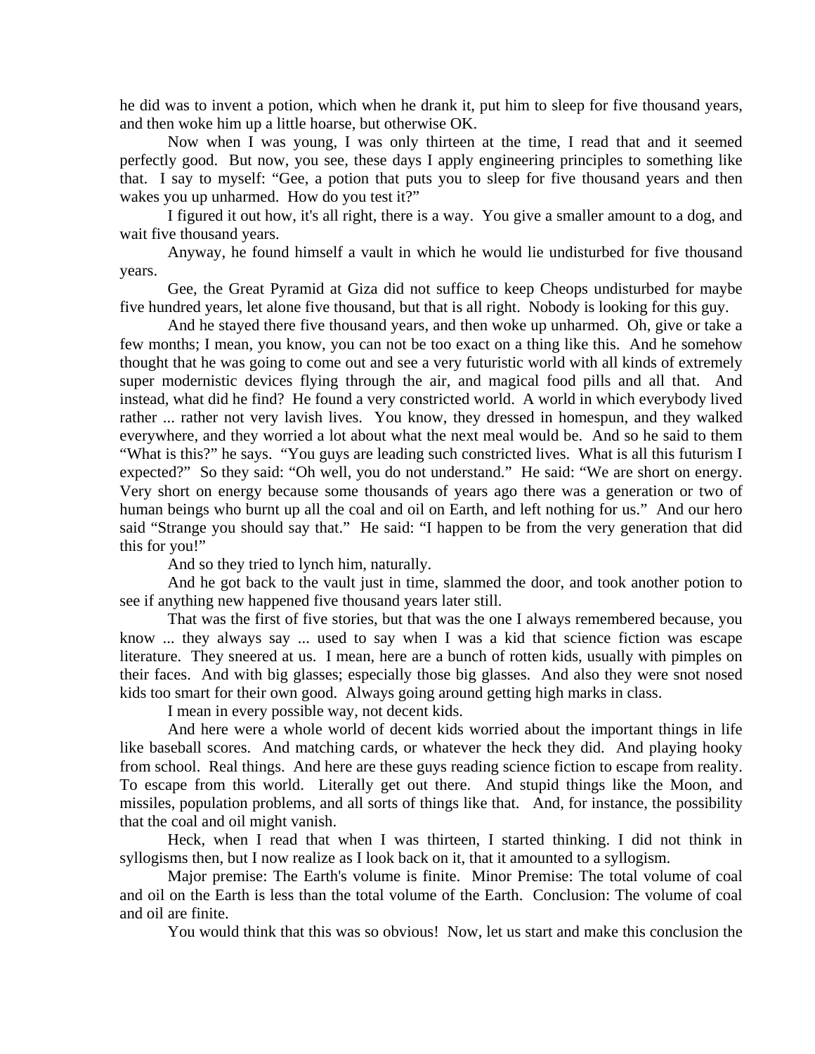he did was to invent a potion, which when he drank it, put him to sleep for five thousand years, and then woke him up a little hoarse, but otherwise OK.

Now when I was young, I was only thirteen at the time, I read that and it seemed perfectly good. But now, you see, these days I apply engineering principles to something like that. I say to myself: “Gee, a potion that puts you to sleep for five thousand years and then wakes you up unharmed. How do you test it?”

I figured it out how, it's all right, there is a way. You give a smaller amount to a dog, and wait five thousand years.

Anyway, he found himself a vault in which he would lie undisturbed for five thousand years.

Gee, the Great Pyramid at Giza did not suffice to keep Cheops undisturbed for maybe five hundred years, let alone five thousand, but that is all right. Nobody is looking for this guy.

And he stayed there five thousand years, and then woke up unharmed. Oh, give or take a few months; I mean, you know, you can not be too exact on a thing like this. And he somehow thought that he was going to come out and see a very futuristic world with all kinds of extremely super modernistic devices flying through the air, and magical food pills and all that. And instead, what did he find? He found a very constricted world. A world in which everybody lived rather ... rather not very lavish lives. You know, they dressed in homespun, and they walked everywhere, and they worried a lot about what the next meal would be. And so he said to them “What is this?” he says. “You guys are leading such constricted lives. What is all this futurism I expected?” So they said: “Oh well, you do not understand.” He said: “We are short on energy. Very short on energy because some thousands of years ago there was a generation or two of human beings who burnt up all the coal and oil on Earth, and left nothing for us.” And our hero said “Strange you should say that.” He said: “I happen to be from the very generation that did this for you!”

And so they tried to lynch him, naturally.

And he got back to the vault just in time, slammed the door, and took another potion to see if anything new happened five thousand years later still.

That was the first of five stories, but that was the one I always remembered because, you know ... they always say ... used to say when I was a kid that science fiction was escape literature. They sneered at us. I mean, here are a bunch of rotten kids, usually with pimples on their faces. And with big glasses; especially those big glasses. And also they were snot nosed kids too smart for their own good. Always going around getting high marks in class.

I mean in every possible way, not decent kids.

And here were a whole world of decent kids worried about the important things in life like baseball scores. And matching cards, or whatever the heck they did. And playing hooky from school. Real things. And here are these guys reading science fiction to escape from reality. To escape from this world. Literally get out there. And stupid things like the Moon, and missiles, population problems, and all sorts of things like that. And, for instance, the possibility that the coal and oil might vanish.

Heck, when I read that when I was thirteen, I started thinking. I did not think in syllogisms then, but I now realize as I look back on it, that it amounted to a syllogism.

Major premise: The Earth's volume is finite. Minor Premise: The total volume of coal and oil on the Earth is less than the total volume of the Earth. Conclusion: The volume of coal and oil are finite.

You would think that this was so obvious! Now, let us start and make this conclusion the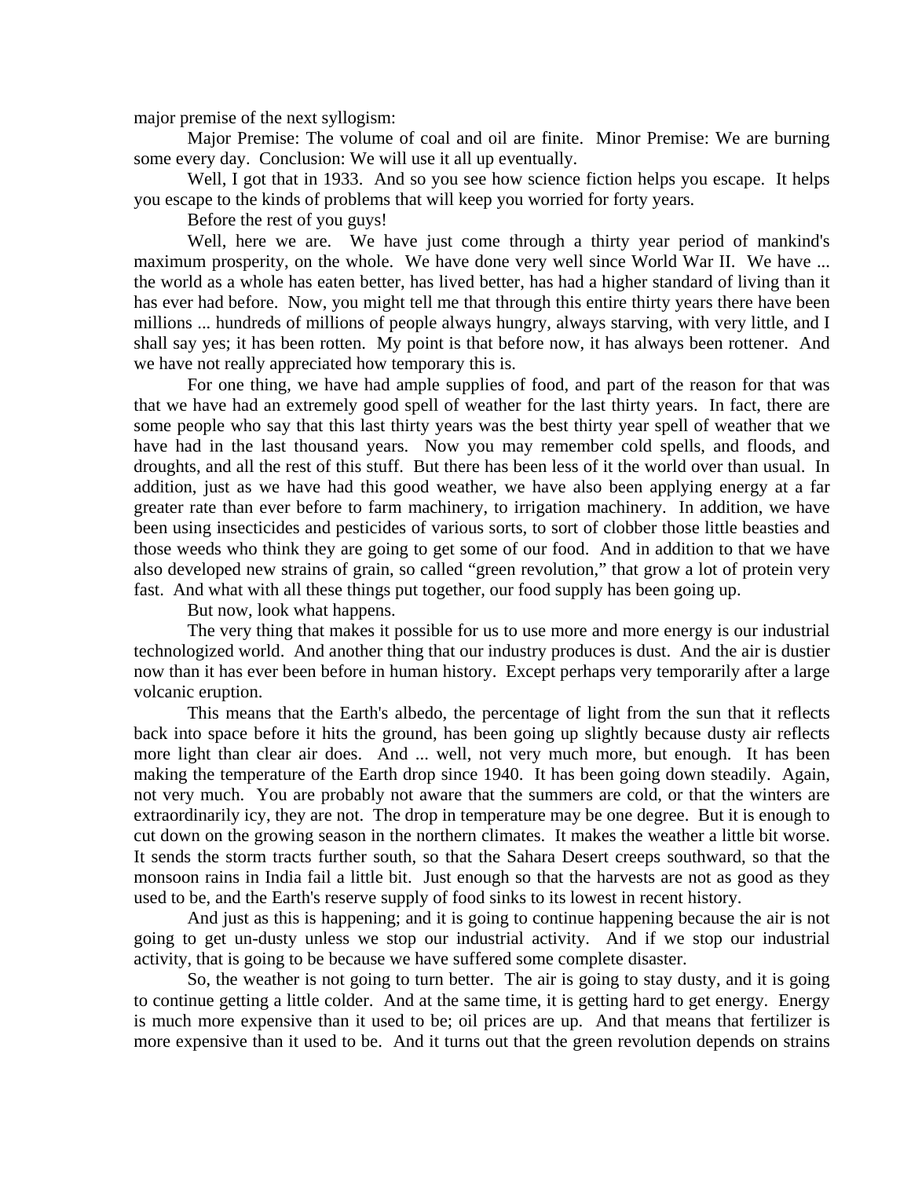major premise of the next syllogism:

Major Premise: The volume of coal and oil are finite. Minor Premise: We are burning some every day. Conclusion: We will use it all up eventually.

Well, I got that in 1933. And so you see how science fiction helps you escape. It helps you escape to the kinds of problems that will keep you worried for forty years.

Before the rest of you guys!

Well, here we are. We have just come through a thirty year period of mankind's maximum prosperity, on the whole. We have done very well since World War II. We have ... the world as a whole has eaten better, has lived better, has had a higher standard of living than it has ever had before. Now, you might tell me that through this entire thirty years there have been millions ... hundreds of millions of people always hungry, always starving, with very little, and I shall say yes; it has been rotten. My point is that before now, it has always been rottener. And we have not really appreciated how temporary this is.

For one thing, we have had ample supplies of food, and part of the reason for that was that we have had an extremely good spell of weather for the last thirty years. In fact, there are some people who say that this last thirty years was the best thirty year spell of weather that we have had in the last thousand years. Now you may remember cold spells, and floods, and droughts, and all the rest of this stuff. But there has been less of it the world over than usual. In addition, just as we have had this good weather, we have also been applying energy at a far greater rate than ever before to farm machinery, to irrigation machinery. In addition, we have been using insecticides and pesticides of various sorts, to sort of clobber those little beasties and those weeds who think they are going to get some of our food. And in addition to that we have also developed new strains of grain, so called "green revolution," that grow a lot of protein very fast. And what with all these things put together, our food supply has been going up.

But now, look what happens.

The very thing that makes it possible for us to use more and more energy is our industrial technologized world. And another thing that our industry produces is dust. And the air is dustier now than it has ever been before in human history. Except perhaps very temporarily after a large volcanic eruption.

This means that the Earth's albedo, the percentage of light from the sun that it reflects back into space before it hits the ground, has been going up slightly because dusty air reflects more light than clear air does. And ... well, not very much more, but enough. It has been making the temperature of the Earth drop since 1940. It has been going down steadily. Again, not very much. You are probably not aware that the summers are cold, or that the winters are extraordinarily icy, they are not. The drop in temperature may be one degree. But it is enough to cut down on the growing season in the northern climates. It makes the weather a little bit worse. It sends the storm tracts further south, so that the Sahara Desert creeps southward, so that the monsoon rains in India fail a little bit. Just enough so that the harvests are not as good as they used to be, and the Earth's reserve supply of food sinks to its lowest in recent history.

And just as this is happening; and it is going to continue happening because the air is not going to get un-dusty unless we stop our industrial activity. And if we stop our industrial activity, that is going to be because we have suffered some complete disaster.

So, the weather is not going to turn better. The air is going to stay dusty, and it is going to continue getting a little colder. And at the same time, it is getting hard to get energy. Energy is much more expensive than it used to be; oil prices are up. And that means that fertilizer is more expensive than it used to be. And it turns out that the green revolution depends on strains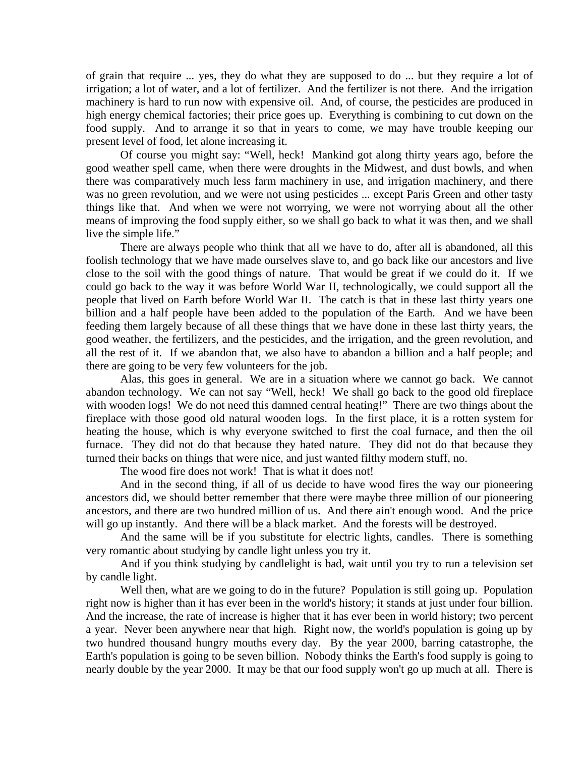of grain that require ... yes, they do what they are supposed to do ... but they require a lot of irrigation; a lot of water, and a lot of fertilizer. And the fertilizer is not there. And the irrigation machinery is hard to run now with expensive oil. And, of course, the pesticides are produced in high energy chemical factories; their price goes up. Everything is combining to cut down on the food supply. And to arrange it so that in years to come, we may have trouble keeping our present level of food, let alone increasing it.

Of course you might say: "Well, heck! Mankind got along thirty years ago, before the good weather spell came, when there were droughts in the Midwest, and dust bowls, and when there was comparatively much less farm machinery in use, and irrigation machinery, and there was no green revolution, and we were not using pesticides ... except Paris Green and other tasty things like that. And when we were not worrying, we were not worrying about all the other means of improving the food supply either, so we shall go back to what it was then, and we shall live the simple life."

There are always people who think that all we have to do, after all is abandoned, all this foolish technology that we have made ourselves slave to, and go back like our ancestors and live close to the soil with the good things of nature. That would be great if we could do it. If we could go back to the way it was before World War II, technologically, we could support all the people that lived on Earth before World War II. The catch is that in these last thirty years one billion and a half people have been added to the population of the Earth. And we have been feeding them largely because of all these things that we have done in these last thirty years, the good weather, the fertilizers, and the pesticides, and the irrigation, and the green revolution, and all the rest of it. If we abandon that, we also have to abandon a billion and a half people; and there are going to be very few volunteers for the job.

Alas, this goes in general. We are in a situation where we cannot go back. We cannot abandon technology. We can not say "Well, heck! We shall go back to the good old fireplace with wooden logs! We do not need this damned central heating!" There are two things about the fireplace with those good old natural wooden logs. In the first place, it is a rotten system for heating the house, which is why everyone switched to first the coal furnace, and then the oil furnace. They did not do that because they hated nature. They did not do that because they turned their backs on things that were nice, and just wanted filthy modern stuff, no.

The wood fire does not work! That is what it does not!

And in the second thing, if all of us decide to have wood fires the way our pioneering ancestors did, we should better remember that there were maybe three million of our pioneering ancestors, and there are two hundred million of us. And there ain't enough wood. And the price will go up instantly. And there will be a black market. And the forests will be destroyed.

And the same will be if you substitute for electric lights, candles. There is something very romantic about studying by candle light unless you try it.

And if you think studying by candlelight is bad, wait until you try to run a television set by candle light.

Well then, what are we going to do in the future? Population is still going up. Population right now is higher than it has ever been in the world's history; it stands at just under four billion. And the increase, the rate of increase is higher that it has ever been in world history; two percent a year. Never been anywhere near that high. Right now, the world's population is going up by two hundred thousand hungry mouths every day. By the year 2000, barring catastrophe, the Earth's population is going to be seven billion. Nobody thinks the Earth's food supply is going to nearly double by the year 2000. It may be that our food supply won't go up much at all. There is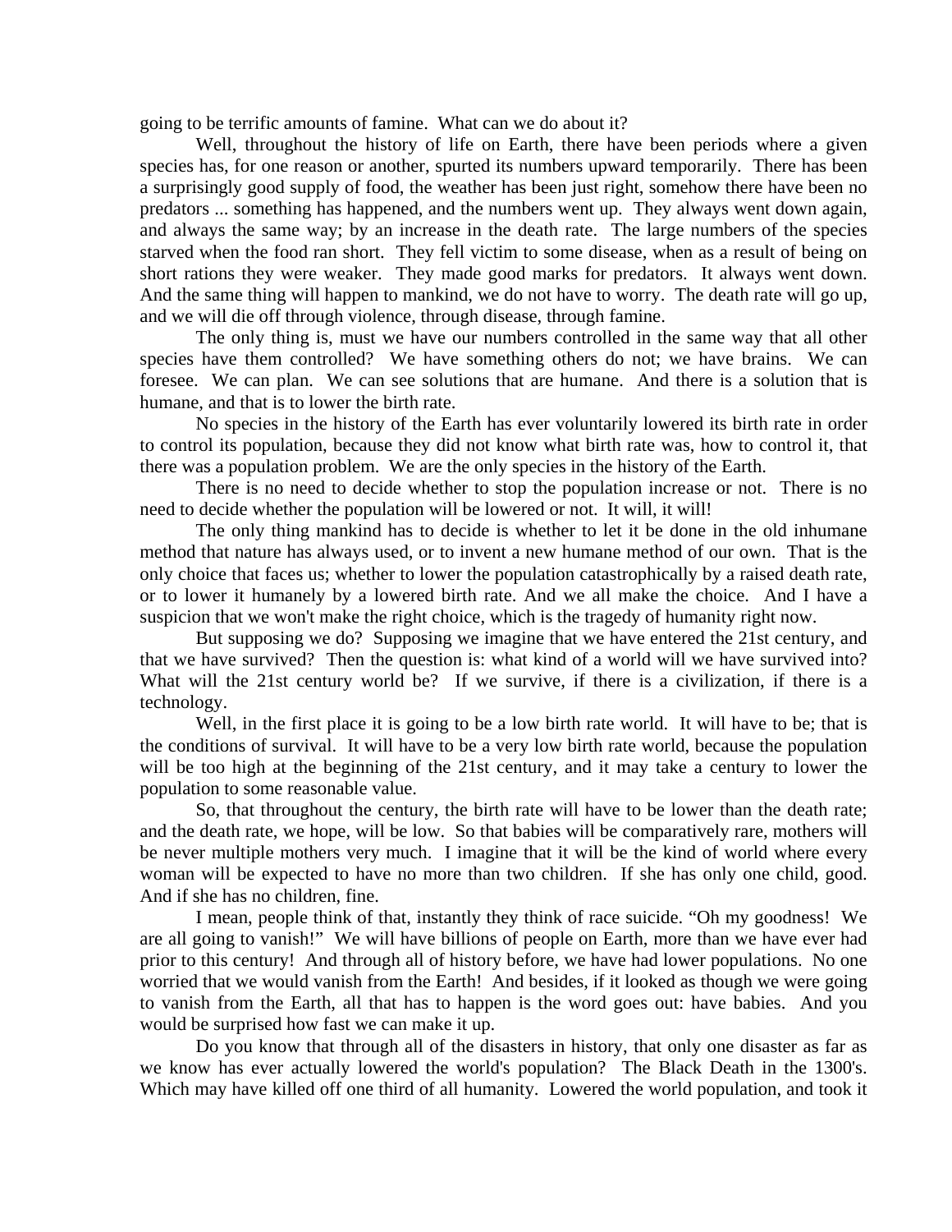going to be terrific amounts of famine.  What can we do about it?

Well, throughout the history of life on Earth, there have been periods where a given species has, for one reason or another, spurted its numbers upward temporarily.  There has been a surprisingly good supply of food, the weather has been just right, somehow there have been no predators ... something has happened, and the numbers went up.  They always went down again, and always the same way; by an increase in the death rate.  The large numbers of the species starved when the food ran short.  They fell victim to some disease, when as a result of being on short rations they were weaker.  They made good marks for predators.  It always went down.  And the same thing will happen to mankind, we do not have to worry.  The death rate will go up, and we will die off through violence, through disease, through famine.

The only thing is, must we have our numbers controlled in the same way that all other species have them controlled?  We have something others do not; we have brains.  We can foresee.  We can plan.  We can see solutions that are humane.  And there is a solution that is humane, and that is to lower the birth rate.

No species in the history of the Earth has ever voluntarily lowered its birth rate in order to control its population, because they did not know what birth rate was, how to control it, that there was a population problem.  We are the only species in the history of the Earth.

There is no need to decide whether to stop the population increase or not.  There is no need to decide whether the population will be lowered or not.  It will, it will!

The only thing mankind has to decide is whether to let it be done in the old inhumane method that nature has always used, or to invent a new humane method of our own.  That is the only choice that faces us; whether to lower the population catastrophically by a raised death rate, or to lower it humanely by a lowered birth rate. And we all make the choice.  And I have a suspicion that we won't make the right choice, which is the tragedy of humanity right now.

But supposing we do?  Supposing we imagine that we have entered the 21st century, and that we have survived?  Then the question is: what kind of a world will we have survived into?  What will the 21st century world be?  If we survive, if there is a civilization, if there is a technology.

Well, in the first place it is going to be a low birth rate world.  It will have to be; that is the conditions of survival.  It will have to be a very low birth rate world, because the population will be too high at the beginning of the 21st century, and it may take a century to lower the population to some reasonable value.

So, that throughout the century, the birth rate will have to be lower than the death rate; and the death rate, we hope, will be low.  So that babies will be comparatively rare, mothers will be never multiple mothers very much.  I imagine that it will be the kind of world where every woman will be expected to have no more than two children.  If she has only one child, good.  And if she has no children, fine.

I mean, people think of that, instantly they think of race suicide. "Oh my goodness!  We are all going to vanish!"  We will have billions of people on Earth, more than we have ever had prior to this century!  And through all of history before, we have had lower populations.  No one worried that we would vanish from the Earth!  And besides, if it looked as though we were going to vanish from the Earth, all that has to happen is the word goes out: have babies.  And you would be surprised how fast we can make it up.

Do you know that through all of the disasters in history, that only one disaster as far as we know has ever actually lowered the world's population?  The Black Death in the 1300's.  Which may have killed off one third of all humanity.  Lowered the world population, and took it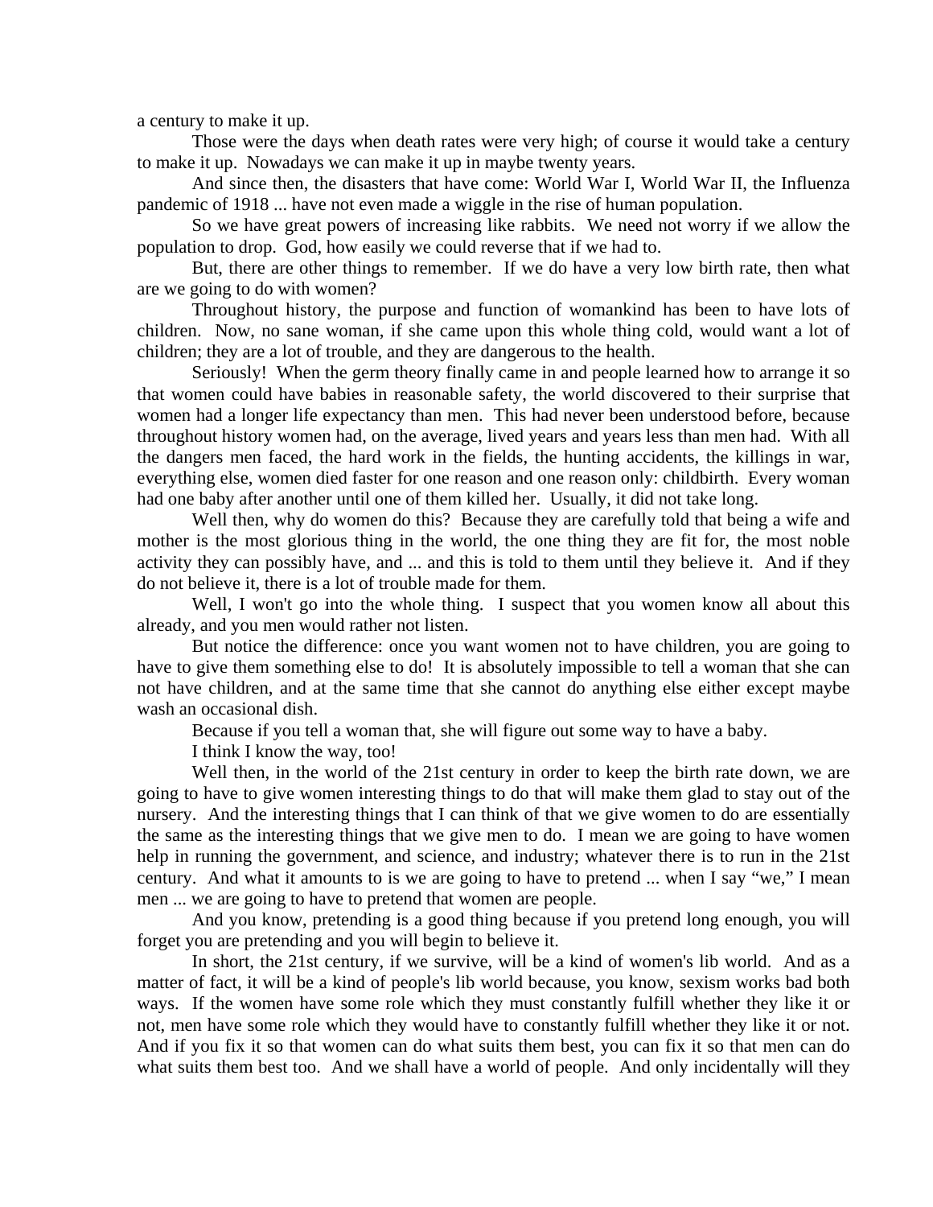a century to make it up.

Those were the days when death rates were very high; of course it would take a century to make it up. Nowadays we can make it up in maybe twenty years.

And since then, the disasters that have come: World War I, World War II, the Influenza pandemic of 1918 ... have not even made a wiggle in the rise of human population.

So we have great powers of increasing like rabbits. We need not worry if we allow the population to drop. God, how easily we could reverse that if we had to.

But, there are other things to remember. If we do have a very low birth rate, then what are we going to do with women?

Throughout history, the purpose and function of womankind has been to have lots of children. Now, no sane woman, if she came upon this whole thing cold, would want a lot of children; they are a lot of trouble, and they are dangerous to the health.

Seriously! When the germ theory finally came in and people learned how to arrange it so that women could have babies in reasonable safety, the world discovered to their surprise that women had a longer life expectancy than men. This had never been understood before, because throughout history women had, on the average, lived years and years less than men had. With all the dangers men faced, the hard work in the fields, the hunting accidents, the killings in war, everything else, women died faster for one reason and one reason only: childbirth. Every woman had one baby after another until one of them killed her. Usually, it did not take long.

Well then, why do women do this? Because they are carefully told that being a wife and mother is the most glorious thing in the world, the one thing they are fit for, the most noble activity they can possibly have, and ... and this is told to them until they believe it. And if they do not believe it, there is a lot of trouble made for them.

Well, I won't go into the whole thing. I suspect that you women know all about this already, and you men would rather not listen.

But notice the difference: once you want women not to have children, you are going to have to give them something else to do! It is absolutely impossible to tell a woman that she can not have children, and at the same time that she cannot do anything else either except maybe wash an occasional dish.

Because if you tell a woman that, she will figure out some way to have a baby.

I think I know the way, too!

Well then, in the world of the 21st century in order to keep the birth rate down, we are going to have to give women interesting things to do that will make them glad to stay out of the nursery. And the interesting things that I can think of that we give women to do are essentially the same as the interesting things that we give men to do. I mean we are going to have women help in running the government, and science, and industry; whatever there is to run in the 21st century. And what it amounts to is we are going to have to pretend ... when I say "we," I mean men ... we are going to have to pretend that women are people.

And you know, pretending is a good thing because if you pretend long enough, you will forget you are pretending and you will begin to believe it.

In short, the 21st century, if we survive, will be a kind of women's lib world. And as a matter of fact, it will be a kind of people's lib world because, you know, sexism works bad both ways. If the women have some role which they must constantly fulfill whether they like it or not, men have some role which they would have to constantly fulfill whether they like it or not. And if you fix it so that women can do what suits them best, you can fix it so that men can do what suits them best too. And we shall have a world of people. And only incidentally will they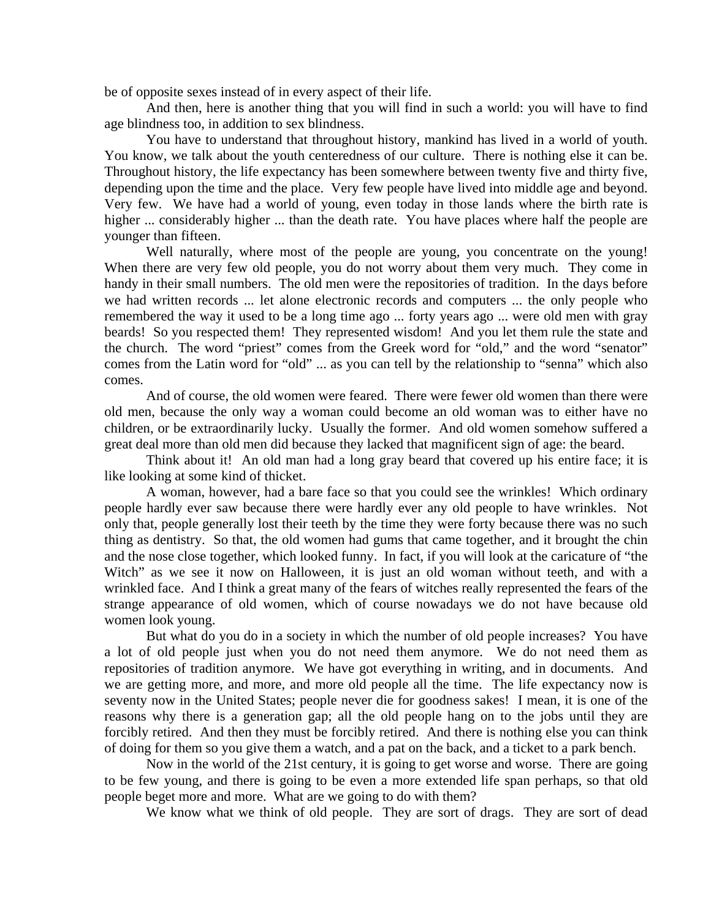be of opposite sexes instead of in every aspect of their life.

And then, here is another thing that you will find in such a world: you will have to find age blindness too, in addition to sex blindness.

You have to understand that throughout history, mankind has lived in a world of youth. You know, we talk about the youth centeredness of our culture. There is nothing else it can be. Throughout history, the life expectancy has been somewhere between twenty five and thirty five, depending upon the time and the place. Very few people have lived into middle age and beyond. Very few. We have had a world of young, even today in those lands where the birth rate is higher ... considerably higher ... than the death rate. You have places where half the people are younger than fifteen.

Well naturally, where most of the people are young, you concentrate on the young! When there are very few old people, you do not worry about them very much. They come in handy in their small numbers. The old men were the repositories of tradition. In the days before we had written records ... let alone electronic records and computers ... the only people who remembered the way it used to be a long time ago ... forty years ago ... were old men with gray beards! So you respected them! They represented wisdom! And you let them rule the state and the church. The word "priest" comes from the Greek word for "old," and the word "senator" comes from the Latin word for "old" ... as you can tell by the relationship to "senna" which also comes.

And of course, the old women were feared. There were fewer old women than there were old men, because the only way a woman could become an old woman was to either have no children, or be extraordinarily lucky. Usually the former. And old women somehow suffered a great deal more than old men did because they lacked that magnificent sign of age: the beard.

Think about it! An old man had a long gray beard that covered up his entire face; it is like looking at some kind of thicket.

A woman, however, had a bare face so that you could see the wrinkles! Which ordinary people hardly ever saw because there were hardly ever any old people to have wrinkles. Not only that, people generally lost their teeth by the time they were forty because there was no such thing as dentistry. So that, the old women had gums that came together, and it brought the chin and the nose close together, which looked funny. In fact, if you will look at the caricature of "the Witch" as we see it now on Halloween, it is just an old woman without teeth, and with a wrinkled face. And I think a great many of the fears of witches really represented the fears of the strange appearance of old women, which of course nowadays we do not have because old women look young.

But what do you do in a society in which the number of old people increases? You have a lot of old people just when you do not need them anymore. We do not need them as repositories of tradition anymore. We have got everything in writing, and in documents. And we are getting more, and more, and more old people all the time. The life expectancy now is seventy now in the United States; people never die for goodness sakes! I mean, it is one of the reasons why there is a generation gap; all the old people hang on to the jobs until they are forcibly retired. And then they must be forcibly retired. And there is nothing else you can think of doing for them so you give them a watch, and a pat on the back, and a ticket to a park bench.

Now in the world of the 21st century, it is going to get worse and worse. There are going to be few young, and there is going to be even a more extended life span perhaps, so that old people beget more and more. What are we going to do with them?

We know what we think of old people. They are sort of drags. They are sort of dead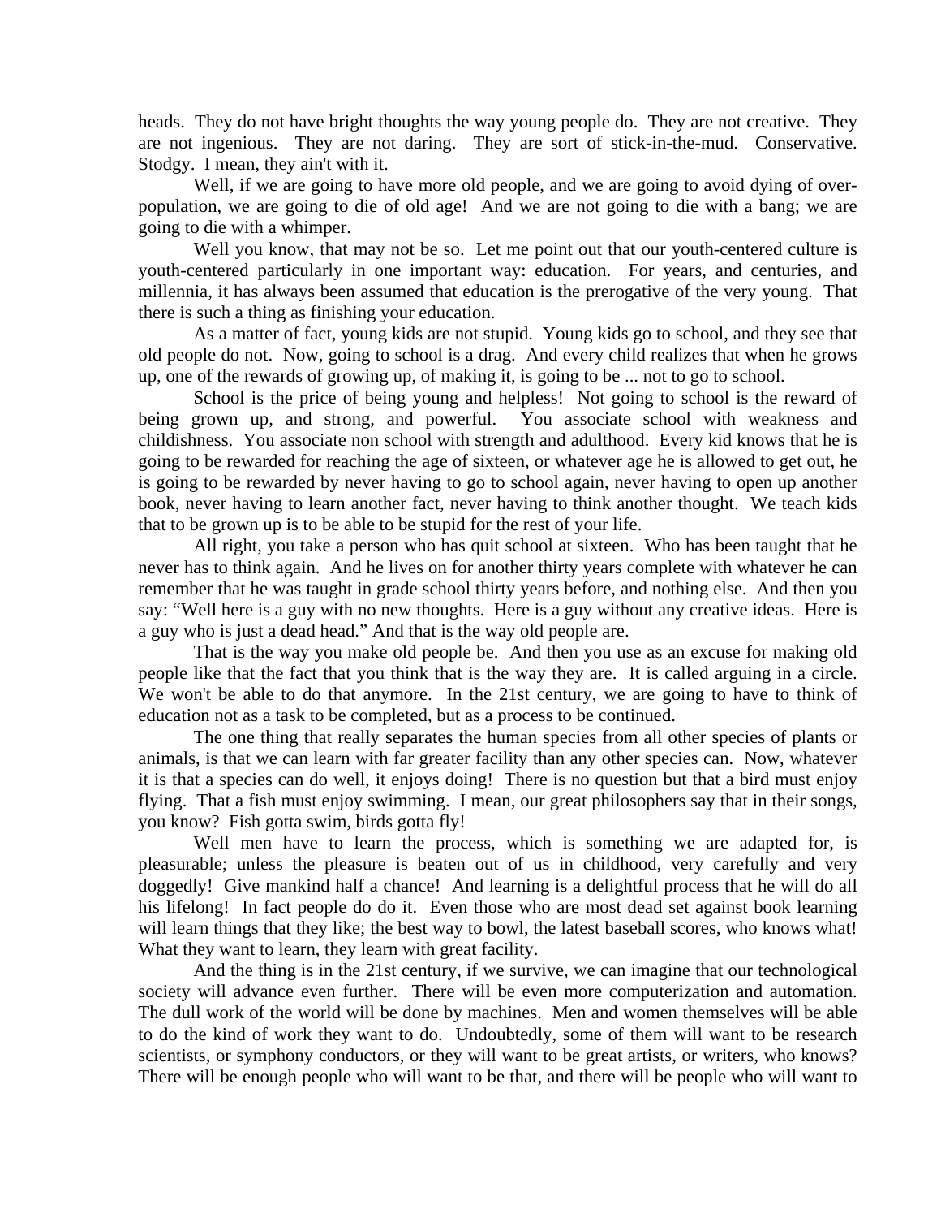heads. They do not have bright thoughts the way young people do. They are not creative. They are not ingenious. They are not daring. They are sort of stick-in-the-mud. Conservative. Stodgy. I mean, they ain't with it.

Well, if we are going to have more old people, and we are going to avoid dying of over-population, we are going to die of old age! And we are not going to die with a bang; we are going to die with a whimper.

Well you know, that may not be so. Let me point out that our youth-centered culture is youth-centered particularly in one important way: education. For years, and centuries, and millennia, it has always been assumed that education is the prerogative of the very young. That there is such a thing as finishing your education.

As a matter of fact, young kids are not stupid. Young kids go to school, and they see that old people do not. Now, going to school is a drag. And every child realizes that when he grows up, one of the rewards of growing up, of making it, is going to be ... not to go to school.

School is the price of being young and helpless! Not going to school is the reward of being grown up, and strong, and powerful. You associate school with weakness and childishness. You associate non school with strength and adulthood. Every kid knows that he is going to be rewarded for reaching the age of sixteen, or whatever age he is allowed to get out, he is going to be rewarded by never having to go to school again, never having to open up another book, never having to learn another fact, never having to think another thought. We teach kids that to be grown up is to be able to be stupid for the rest of your life.

All right, you take a person who has quit school at sixteen. Who has been taught that he never has to think again. And he lives on for another thirty years complete with whatever he can remember that he was taught in grade school thirty years before, and nothing else. And then you say: "Well here is a guy with no new thoughts. Here is a guy without any creative ideas. Here is a guy who is just a dead head." And that is the way old people are.

That is the way you make old people be. And then you use as an excuse for making old people like that the fact that you think that is the way they are. It is called arguing in a circle. We won't be able to do that anymore. In the 21st century, we are going to have to think of education not as a task to be completed, but as a process to be continued.

The one thing that really separates the human species from all other species of plants or animals, is that we can learn with far greater facility than any other species can. Now, whatever it is that a species can do well, it enjoys doing! There is no question but that a bird must enjoy flying. That a fish must enjoy swimming. I mean, our great philosophers say that in their songs, you know? Fish gotta swim, birds gotta fly!

Well men have to learn the process, which is something we are adapted for, is pleasurable; unless the pleasure is beaten out of us in childhood, very carefully and very doggedly! Give mankind half a chance! And learning is a delightful process that he will do all his lifelong! In fact people do do it. Even those who are most dead set against book learning will learn things that they like; the best way to bowl, the latest baseball scores, who knows what! What they want to learn, they learn with great facility.

And the thing is in the 21st century, if we survive, we can imagine that our technological society will advance even further. There will be even more computerization and automation. The dull work of the world will be done by machines. Men and women themselves will be able to do the kind of work they want to do. Undoubtedly, some of them will want to be research scientists, or symphony conductors, or they will want to be great artists, or writers, who knows? There will be enough people who will want to be that, and there will be people who will want to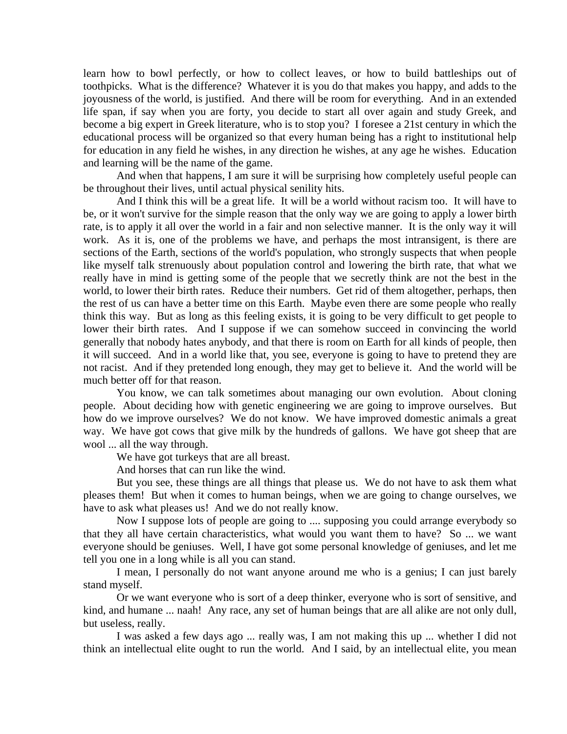learn how to bowl perfectly, or how to collect leaves, or how to build battleships out of toothpicks. What is the difference? Whatever it is you do that makes you happy, and adds to the joyousness of the world, is justified. And there will be room for everything. And in an extended life span, if say when you are forty, you decide to start all over again and study Greek, and become a big expert in Greek literature, who is to stop you? I foresee a 21st century in which the educational process will be organized so that every human being has a right to institutional help for education in any field he wishes, in any direction he wishes, at any age he wishes. Education and learning will be the name of the game.

And when that happens, I am sure it will be surprising how completely useful people can be throughout their lives, until actual physical senility hits.

And I think this will be a great life. It will be a world without racism too. It will have to be, or it won't survive for the simple reason that the only way we are going to apply a lower birth rate, is to apply it all over the world in a fair and non selective manner. It is the only way it will work. As it is, one of the problems we have, and perhaps the most intransigent, is there are sections of the Earth, sections of the world's population, who strongly suspects that when people like myself talk strenuously about population control and lowering the birth rate, that what we really have in mind is getting some of the people that we secretly think are not the best in the world, to lower their birth rates. Reduce their numbers. Get rid of them altogether, perhaps, then the rest of us can have a better time on this Earth. Maybe even there are some people who really think this way. But as long as this feeling exists, it is going to be very difficult to get people to lower their birth rates. And I suppose if we can somehow succeed in convincing the world generally that nobody hates anybody, and that there is room on Earth for all kinds of people, then it will succeed. And in a world like that, you see, everyone is going to have to pretend they are not racist. And if they pretended long enough, they may get to believe it. And the world will be much better off for that reason.

You know, we can talk sometimes about managing our own evolution. About cloning people. About deciding how with genetic engineering we are going to improve ourselves. But how do we improve ourselves? We do not know. We have improved domestic animals a great way. We have got cows that give milk by the hundreds of gallons. We have got sheep that are wool ... all the way through.

We have got turkeys that are all breast.

And horses that can run like the wind.

But you see, these things are all things that please us. We do not have to ask them what pleases them! But when it comes to human beings, when we are going to change ourselves, we have to ask what pleases us! And we do not really know.

Now I suppose lots of people are going to .... supposing you could arrange everybody so that they all have certain characteristics, what would you want them to have? So ... we want everyone should be geniuses. Well, I have got some personal knowledge of geniuses, and let me tell you one in a long while is all you can stand.

I mean, I personally do not want anyone around me who is a genius; I can just barely stand myself.

Or we want everyone who is sort of a deep thinker, everyone who is sort of sensitive, and kind, and humane ... naah! Any race, any set of human beings that are all alike are not only dull, but useless, really.

I was asked a few days ago ... really was, I am not making this up ... whether I did not think an intellectual elite ought to run the world. And I said, by an intellectual elite, you mean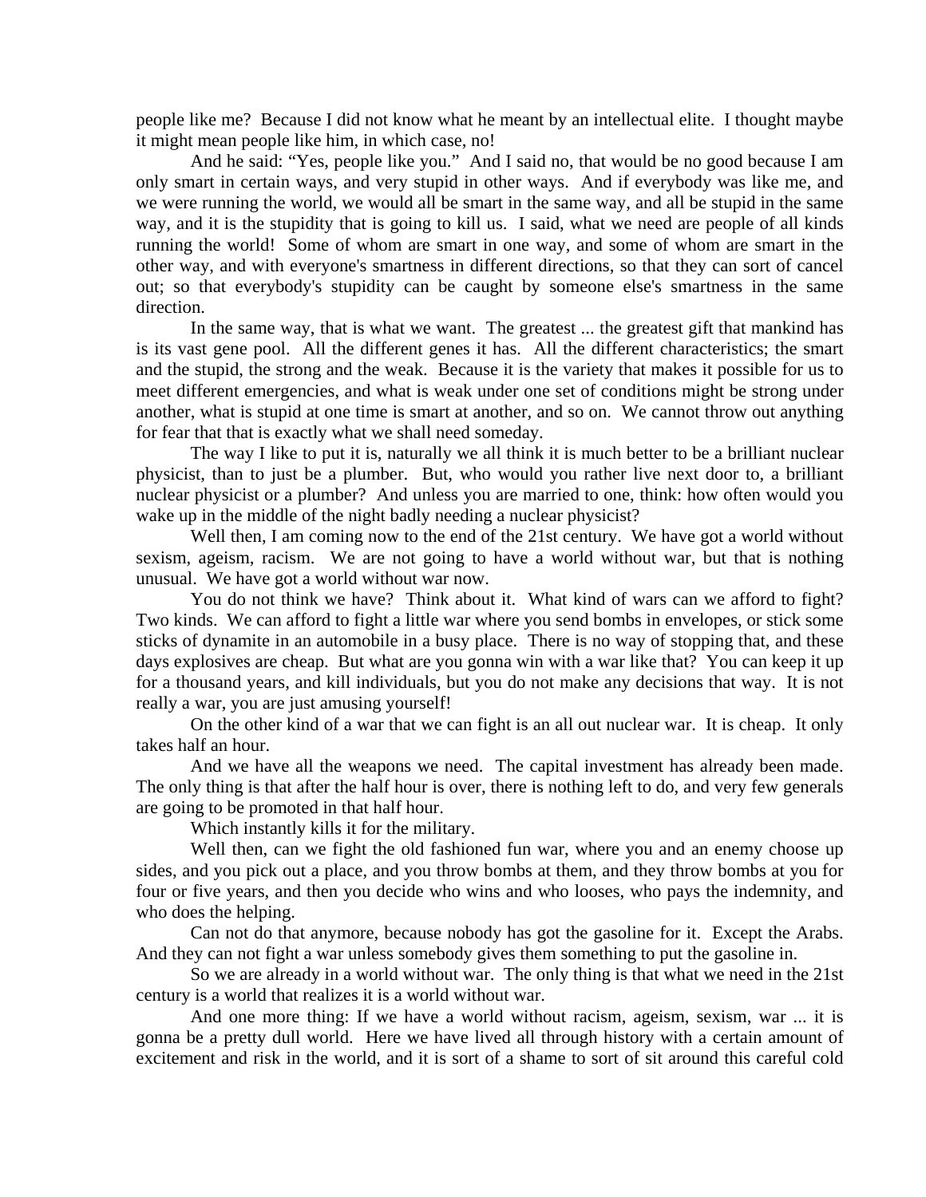people like me? Because I did not know what he meant by an intellectual elite. I thought maybe it might mean people like him, in which case, no!

And he said: "Yes, people like you." And I said no, that would be no good because I am only smart in certain ways, and very stupid in other ways. And if everybody was like me, and we were running the world, we would all be smart in the same way, and all be stupid in the same way, and it is the stupidity that is going to kill us. I said, what we need are people of all kinds running the world! Some of whom are smart in one way, and some of whom are smart in the other way, and with everyone's smartness in different directions, so that they can sort of cancel out; so that everybody's stupidity can be caught by someone else's smartness in the same direction.

In the same way, that is what we want. The greatest ... the greatest gift that mankind has is its vast gene pool. All the different genes it has. All the different characteristics; the smart and the stupid, the strong and the weak. Because it is the variety that makes it possible for us to meet different emergencies, and what is weak under one set of conditions might be strong under another, what is stupid at one time is smart at another, and so on. We cannot throw out anything for fear that that is exactly what we shall need someday.

The way I like to put it is, naturally we all think it is much better to be a brilliant nuclear physicist, than to just be a plumber. But, who would you rather live next door to, a brilliant nuclear physicist or a plumber? And unless you are married to one, think: how often would you wake up in the middle of the night badly needing a nuclear physicist?

Well then, I am coming now to the end of the 21st century. We have got a world without sexism, ageism, racism. We are not going to have a world without war, but that is nothing unusual. We have got a world without war now.

You do not think we have? Think about it. What kind of wars can we afford to fight? Two kinds. We can afford to fight a little war where you send bombs in envelopes, or stick some sticks of dynamite in an automobile in a busy place. There is no way of stopping that, and these days explosives are cheap. But what are you gonna win with a war like that? You can keep it up for a thousand years, and kill individuals, but you do not make any decisions that way. It is not really a war, you are just amusing yourself!

On the other kind of a war that we can fight is an all out nuclear war. It is cheap. It only takes half an hour.

And we have all the weapons we need. The capital investment has already been made. The only thing is that after the half hour is over, there is nothing left to do, and very few generals are going to be promoted in that half hour.

Which instantly kills it for the military.

Well then, can we fight the old fashioned fun war, where you and an enemy choose up sides, and you pick out a place, and you throw bombs at them, and they throw bombs at you for four or five years, and then you decide who wins and who looses, who pays the indemnity, and who does the helping.

Can not do that anymore, because nobody has got the gasoline for it. Except the Arabs. And they can not fight a war unless somebody gives them something to put the gasoline in.

So we are already in a world without war. The only thing is that what we need in the 21st century is a world that realizes it is a world without war.

And one more thing: If we have a world without racism, ageism, sexism, war ... it is gonna be a pretty dull world. Here we have lived all through history with a certain amount of excitement and risk in the world, and it is sort of a shame to sort of sit around this careful cold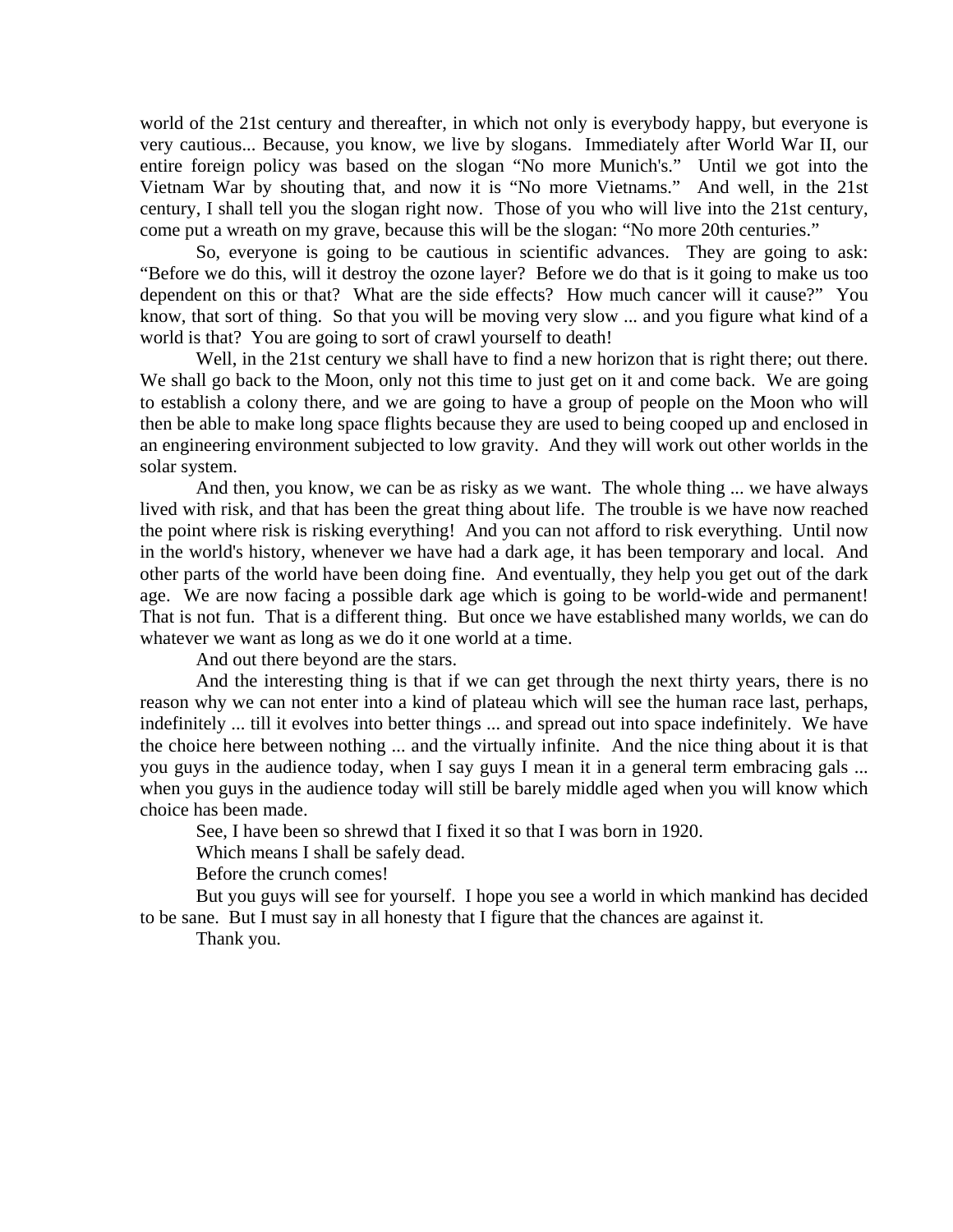world of the 21st century and thereafter, in which not only is everybody happy, but everyone is very cautious... Because, you know, we live by slogans. Immediately after World War II, our entire foreign policy was based on the slogan "No more Munich's." Until we got into the Vietnam War by shouting that, and now it is "No more Vietnams." And well, in the 21st century, I shall tell you the slogan right now. Those of you who will live into the 21st century, come put a wreath on my grave, because this will be the slogan: "No more 20th centuries."

So, everyone is going to be cautious in scientific advances. They are going to ask: "Before we do this, will it destroy the ozone layer? Before we do that is it going to make us too dependent on this or that? What are the side effects? How much cancer will it cause?" You know, that sort of thing. So that you will be moving very slow ... and you figure what kind of a world is that? You are going to sort of crawl yourself to death!

Well, in the 21st century we shall have to find a new horizon that is right there; out there. We shall go back to the Moon, only not this time to just get on it and come back. We are going to establish a colony there, and we are going to have a group of people on the Moon who will then be able to make long space flights because they are used to being cooped up and enclosed in an engineering environment subjected to low gravity. And they will work out other worlds in the solar system.

And then, you know, we can be as risky as we want. The whole thing ... we have always lived with risk, and that has been the great thing about life. The trouble is we have now reached the point where risk is risking everything! And you can not afford to risk everything. Until now in the world's history, whenever we have had a dark age, it has been temporary and local. And other parts of the world have been doing fine. And eventually, they help you get out of the dark age. We are now facing a possible dark age which is going to be world-wide and permanent! That is not fun. That is a different thing. But once we have established many worlds, we can do whatever we want as long as we do it one world at a time.

And out there beyond are the stars.

And the interesting thing is that if we can get through the next thirty years, there is no reason why we can not enter into a kind of plateau which will see the human race last, perhaps, indefinitely ... till it evolves into better things ... and spread out into space indefinitely. We have the choice here between nothing ... and the virtually infinite. And the nice thing about it is that you guys in the audience today, when I say guys I mean it in a general term embracing gals ... when you guys in the audience today will still be barely middle aged when you will know which choice has been made.

See, I have been so shrewd that I fixed it so that I was born in 1920.

Which means I shall be safely dead.

Before the crunch comes!

But you guys will see for yourself. I hope you see a world in which mankind has decided to be sane. But I must say in all honesty that I figure that the chances are against it.

Thank you.